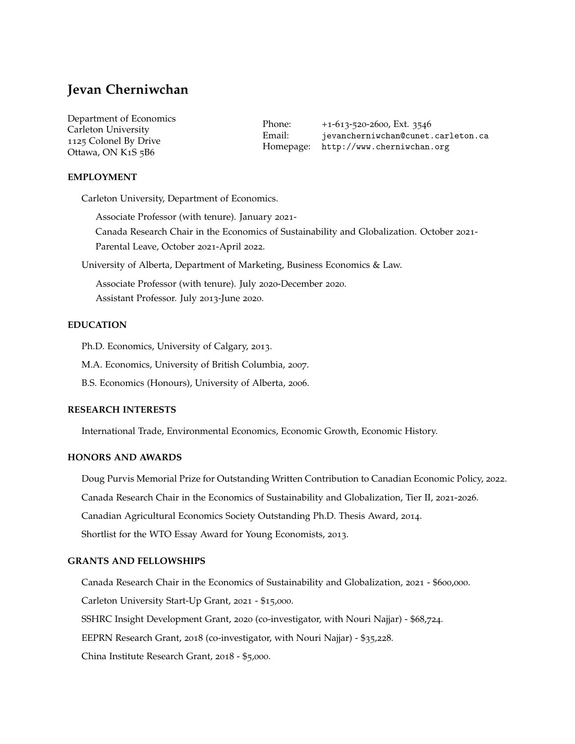# Jevan Cherniwchan

Department of Economics
Carleton University
1125 Colonel By Drive
Ottawa, ON K1S 5B6

Phone: +1-613-520-2600, Ext. 3546
Email: jevancherniwchan@cunet.carleton.ca
Homepage: http://www.cherniwchan.org

## EMPLOYMENT

Carleton University, Department of Economics.

Associate Professor (with tenure). January 2021-
Canada Research Chair in the Economics of Sustainability and Globalization. October 2021-
Parental Leave, October 2021-April 2022.

University of Alberta, Department of Marketing, Business Economics & Law.

Associate Professor (with tenure). July 2020-December 2020.
Assistant Professor. July 2013-June 2020.

## EDUCATION

Ph.D. Economics, University of Calgary, 2013.

M.A. Economics, University of British Columbia, 2007.

B.S. Economics (Honours), University of Alberta, 2006.

## RESEARCH INTERESTS

International Trade, Environmental Economics, Economic Growth, Economic History.

## HONORS AND AWARDS

Doug Purvis Memorial Prize for Outstanding Written Contribution to Canadian Economic Policy, 2022.

Canada Research Chair in the Economics of Sustainability and Globalization, Tier II, 2021-2026.

Canadian Agricultural Economics Society Outstanding Ph.D. Thesis Award, 2014.

Shortlist for the WTO Essay Award for Young Economists, 2013.

## GRANTS AND FELLOWSHIPS

Canada Research Chair in the Economics of Sustainability and Globalization, 2021 - $600,000.

Carleton University Start-Up Grant, 2021 - $15,000.

SSHRC Insight Development Grant, 2020 (co-investigator, with Nouri Najjar) - $68,724.

EEPRN Research Grant, 2018 (co-investigator, with Nouri Najjar) - $35,228.

China Institute Research Grant, 2018 - $5,000.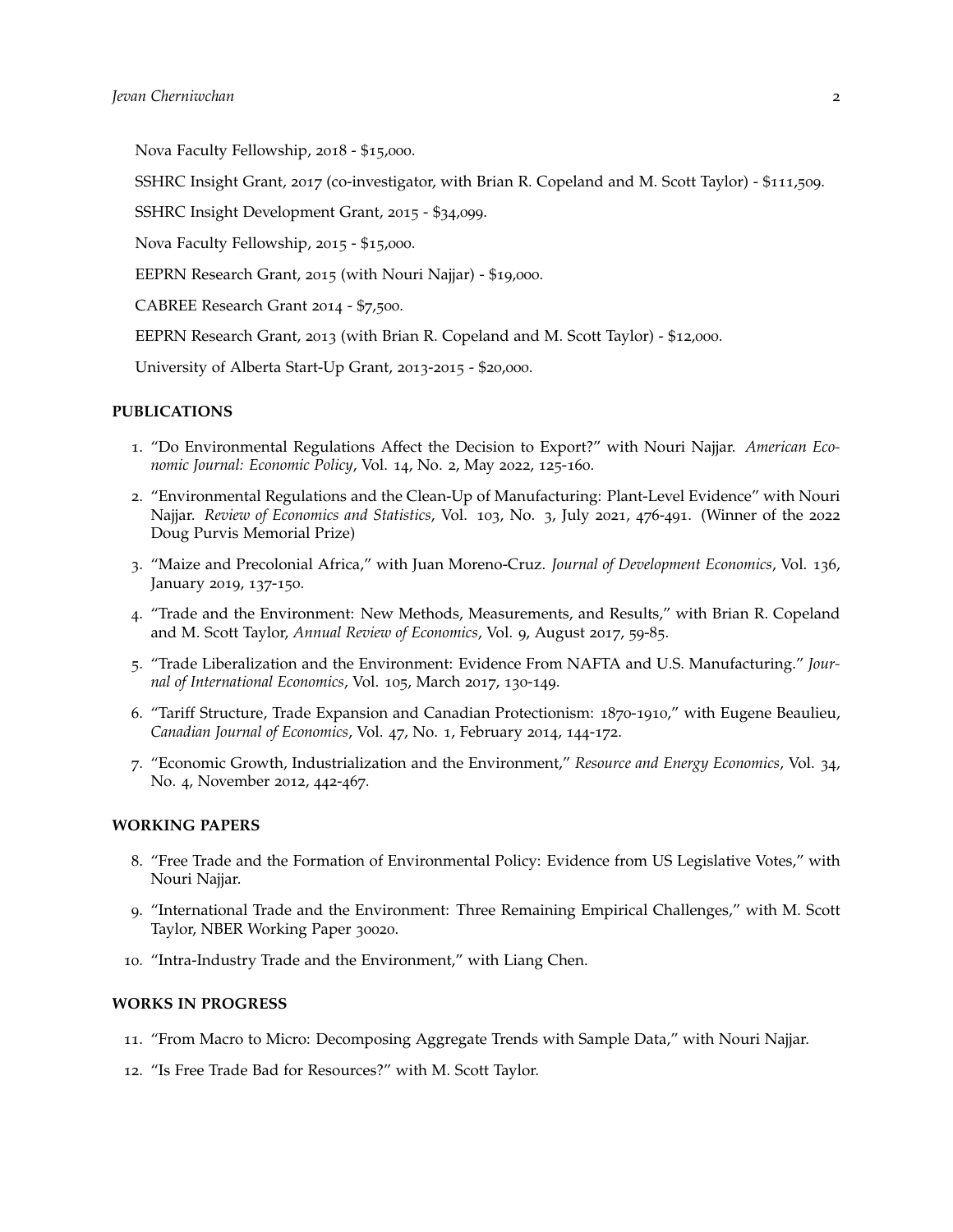Nova Faculty Fellowship, 2018 - $15,000.

SSHRC Insight Grant, 2017 (co-investigator, with Brian R. Copeland and M. Scott Taylor) - $111,509.

SSHRC Insight Development Grant, 2015 - $34,099.

Nova Faculty Fellowship, 2015 - $15,000.

EEPRN Research Grant, 2015 (with Nouri Najjar) - $19,000.

CABREE Research Grant 2014 - $7,500.

EEPRN Research Grant, 2013 (with Brian R. Copeland and M. Scott Taylor) - $12,000.

University of Alberta Start-Up Grant, 2013-2015 - $20,000.

## PUBLICATIONS

1. "Do Environmental Regulations Affect the Decision to Export?" with Nouri Najjar. *American Economic Journal: Economic Policy*, Vol. 14, No. 2, May 2022, 125-160.
2. "Environmental Regulations and the Clean-Up of Manufacturing: Plant-Level Evidence" with Nouri Najjar. *Review of Economics and Statistics*, Vol. 103, No. 3, July 2021, 476-491. (Winner of the 2022 Doug Purvis Memorial Prize)
3. "Maize and Precolonial Africa," with Juan Moreno-Cruz. *Journal of Development Economics*, Vol. 136, January 2019, 137-150.
4. "Trade and the Environment: New Methods, Measurements, and Results," with Brian R. Copeland and M. Scott Taylor, *Annual Review of Economics*, Vol. 9, August 2017, 59-85.
5. "Trade Liberalization and the Environment: Evidence From NAFTA and U.S. Manufacturing." *Journal of International Economics*, Vol. 105, March 2017, 130-149.
6. "Tariff Structure, Trade Expansion and Canadian Protectionism: 1870-1910," with Eugene Beaulieu, *Canadian Journal of Economics*, Vol. 47, No. 1, February 2014, 144-172.
7. "Economic Growth, Industrialization and the Environment," *Resource and Energy Economics*, Vol. 34, No. 4, November 2012, 442-467.

## WORKING PAPERS

8. "Free Trade and the Formation of Environmental Policy: Evidence from US Legislative Votes," with Nouri Najjar.
9. "International Trade and the Environment: Three Remaining Empirical Challenges," with M. Scott Taylor, NBER Working Paper 30020.
10. "Intra-Industry Trade and the Environment," with Liang Chen.

## WORKS IN PROGRESS

11. "From Macro to Micro: Decomposing Aggregate Trends with Sample Data," with Nouri Najjar.
12. "Is Free Trade Bad for Resources?" with M. Scott Taylor.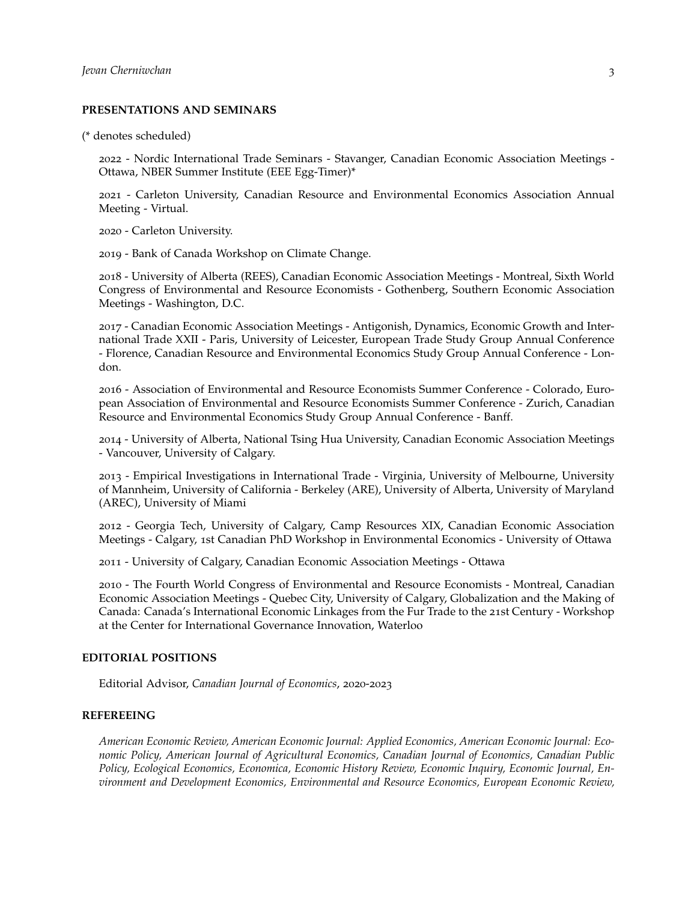## PRESENTATIONS AND SEMINARS

(* denotes scheduled)

2022 - Nordic International Trade Seminars - Stavanger, Canadian Economic Association Meetings - Ottawa, NBER Summer Institute (EEE Egg-Timer)*

2021 - Carleton University, Canadian Resource and Environmental Economics Association Annual Meeting - Virtual.

2020 - Carleton University.

2019 - Bank of Canada Workshop on Climate Change.

2018 - University of Alberta (REES), Canadian Economic Association Meetings - Montreal, Sixth World Congress of Environmental and Resource Economists - Gothenberg, Southern Economic Association Meetings - Washington, D.C.

2017 - Canadian Economic Association Meetings - Antigonish, Dynamics, Economic Growth and International Trade XXII - Paris, University of Leicester, European Trade Study Group Annual Conference - Florence, Canadian Resource and Environmental Economics Study Group Annual Conference - London.

2016 - Association of Environmental and Resource Economists Summer Conference - Colorado, European Association of Environmental and Resource Economists Summer Conference - Zurich, Canadian Resource and Environmental Economics Study Group Annual Conference - Banff.

2014 - University of Alberta, National Tsing Hua University, Canadian Economic Association Meetings - Vancouver, University of Calgary.

2013 - Empirical Investigations in International Trade - Virginia, University of Melbourne, University of Mannheim, University of California - Berkeley (ARE), University of Alberta, University of Maryland (AREC), University of Miami

2012 - Georgia Tech, University of Calgary, Camp Resources XIX, Canadian Economic Association Meetings - Calgary, 1st Canadian PhD Workshop in Environmental Economics - University of Ottawa

2011 - University of Calgary, Canadian Economic Association Meetings - Ottawa

2010 - The Fourth World Congress of Environmental and Resource Economists - Montreal, Canadian Economic Association Meetings - Quebec City, University of Calgary, Globalization and the Making of Canada: Canada's International Economic Linkages from the Fur Trade to the 21st Century - Workshop at the Center for International Governance Innovation, Waterloo

## EDITORIAL POSITIONS

Editorial Advisor, *Canadian Journal of Economics*, 2020-2023

## REFEREEING

*American Economic Review, American Economic Journal: Applied Economics, American Economic Journal: Economic Policy, American Journal of Agricultural Economics, Canadian Journal of Economics, Canadian Public Policy, Ecological Economics, Economica, Economic History Review, Economic Inquiry, Economic Journal, Environment and Development Economics, Environmental and Resource Economics, European Economic Review,*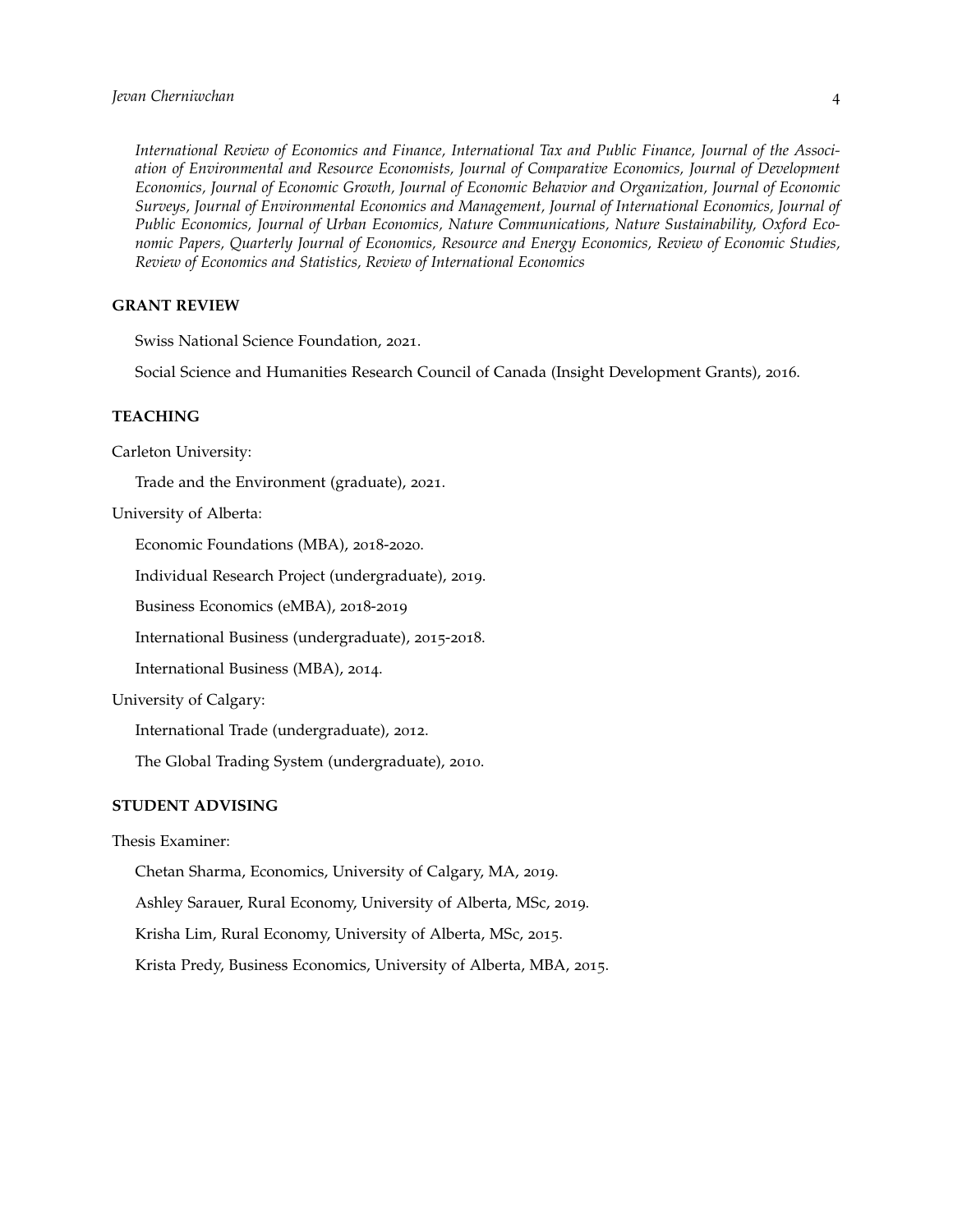*International Review of Economics and Finance, International Tax and Public Finance, Journal of the Association of Environmental and Resource Economists, Journal of Comparative Economics, Journal of Development Economics, Journal of Economic Growth, Journal of Economic Behavior and Organization, Journal of Economic Surveys, Journal of Environmental Economics and Management, Journal of International Economics, Journal of Public Economics, Journal of Urban Economics, Nature Communications, Nature Sustainability, Oxford Economic Papers, Quarterly Journal of Economics, Resource and Energy Economics, Review of Economic Studies, Review of Economics and Statistics, Review of International Economics*

## GRANT REVIEW

Swiss National Science Foundation, 2021.

Social Science and Humanities Research Council of Canada (Insight Development Grants), 2016.

## TEACHING

Carleton University:

Trade and the Environment (graduate), 2021.

University of Alberta:

Economic Foundations (MBA), 2018-2020.

Individual Research Project (undergraduate), 2019.

Business Economics (eMBA), 2018-2019

International Business (undergraduate), 2015-2018.

International Business (MBA), 2014.

University of Calgary:

International Trade (undergraduate), 2012.

The Global Trading System (undergraduate), 2010.

## STUDENT ADVISING

Thesis Examiner:

Chetan Sharma, Economics, University of Calgary, MA, 2019.

Ashley Sarauer, Rural Economy, University of Alberta, MSc, 2019.

Krisha Lim, Rural Economy, University of Alberta, MSc, 2015.

Krista Predy, Business Economics, University of Alberta, MBA, 2015.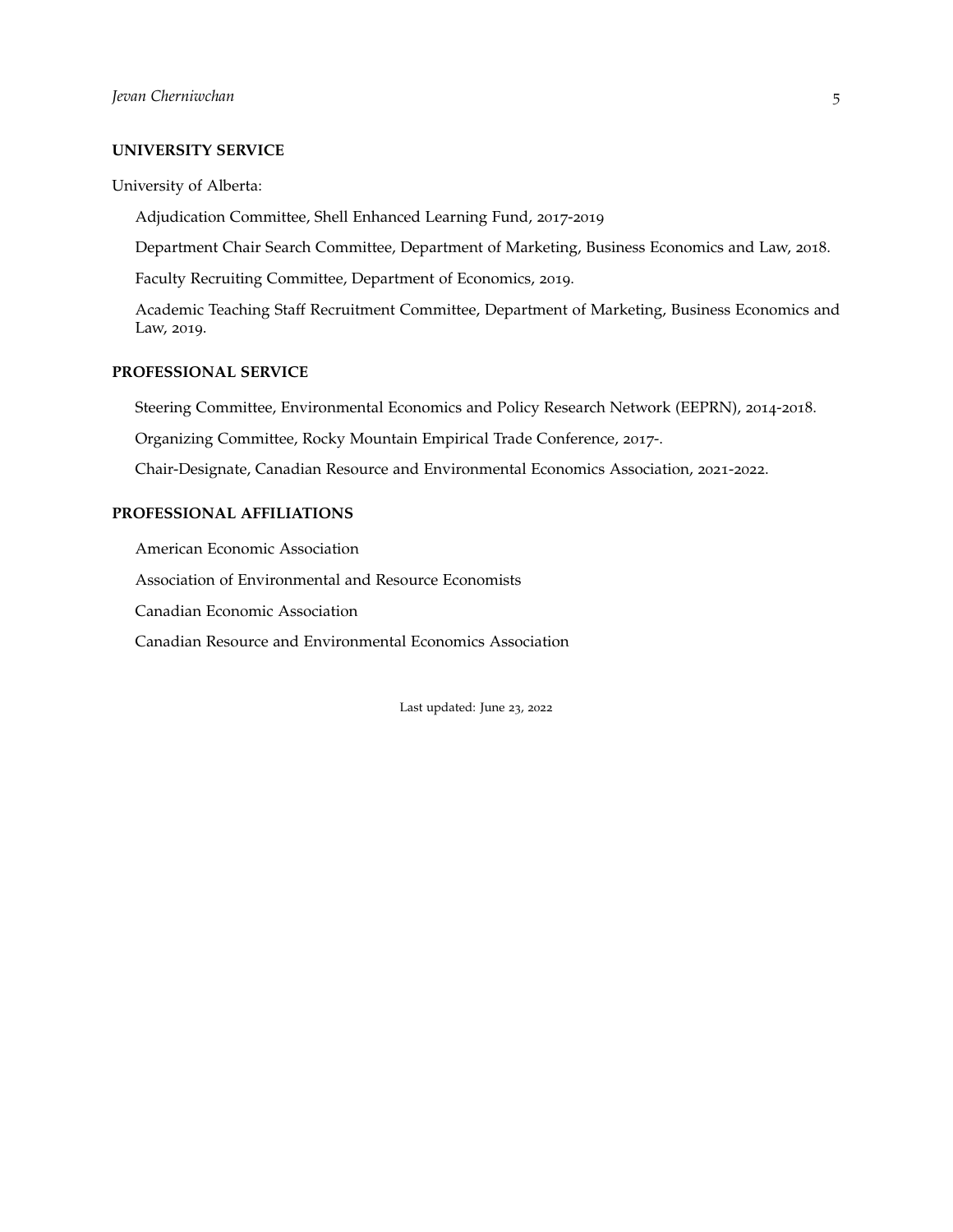## UNIVERSITY SERVICE

University of Alberta:

Adjudication Committee, Shell Enhanced Learning Fund, 2017-2019

Department Chair Search Committee, Department of Marketing, Business Economics and Law, 2018.

Faculty Recruiting Committee, Department of Economics, 2019.

Academic Teaching Staff Recruitment Committee, Department of Marketing, Business Economics and Law, 2019.

## PROFESSIONAL SERVICE

Steering Committee, Environmental Economics and Policy Research Network (EEPRN), 2014-2018.

Organizing Committee, Rocky Mountain Empirical Trade Conference, 2017-.

Chair-Designate, Canadian Resource and Environmental Economics Association, 2021-2022.

## PROFESSIONAL AFFILIATIONS

American Economic Association

Association of Environmental and Resource Economists

Canadian Economic Association

Canadian Resource and Environmental Economics Association

Last updated: June 23, 2022